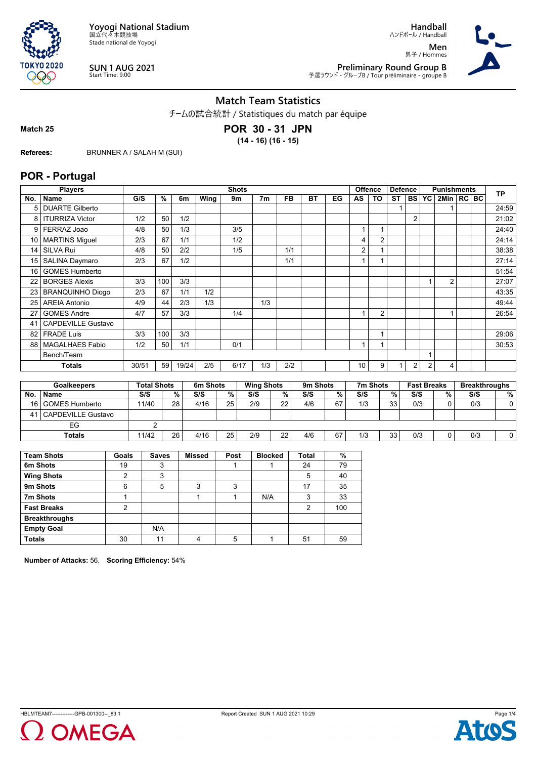Yoyogi National Stadium
国立代々木競技場
Stade national de Yoyogi

**SUN 1 AUG 2021**
Start Time: 9:00

**Handball**
ハンドボール / Handball

**Men**
男子 / Hommes

**Preliminary Round Group B**
予選ラウンド - グループB / Tour préliminaire - groupe B

## Match Team Statistics

チームの試合統計 / Statistiques du match par équipe

**Match 25**

**POR 30 - 31 JPN**
**(14 - 16) (16 - 15)**

**Referees:** BRUNNER A / SALAH M (SUI)

## POR - Portugal

| Players | | Shots | | | | | | | | | Offence | | Defence | | Punishments | | | | TP |
|---|---|---|---|---|---|---|---|---|---|---|---|---|---|---|---|---|---|---|---|
| No. | Name | G/S | % | 6m | Wing | 9m | 7m | FB | BT | EG | AS | TO | ST | BS | YC | 2Min | RC | BC | |
| 5 | DUARTE Gilberto | | | | | | | | | | | | 1 | | | 1 | | | 24:59 |
| 8 | ITURRIZA Victor | 1/2 | 50 | 1/2 | | | | | | | | | | 2 | | | | | 21:02 |
| 9 | FERRAZ Joao | 4/8 | 50 | 1/3 | | 3/5 | | | | | 1 | 1 | | | | | | | 24:40 |
| 10 | MARTINS Miguel | 2/3 | 67 | 1/1 | | 1/2 | | | | | 4 | 2 | | | | | | | 24:14 |
| 14 | SILVA Rui | 4/8 | 50 | 2/2 | | 1/5 | | 1/1 | | | 2 | 1 | | | | | | | 38:38 |
| 15 | SALINA Daymaro | 2/3 | 67 | 1/2 | | | | 1/1 | | | 1 | 1 | | | | | | | 27:14 |
| 16 | GOMES Humberto | | | | | | | | | | | | | | | | | | 51:54 |
| 22 | BORGES Alexis | 3/3 | 100 | 3/3 | | | | | | | | | | | 1 | 2 | | | 27:07 |
| 23 | BRANQUINHO Diogo | 2/3 | 67 | 1/1 | 1/2 | | | | | | | | | | | | | | 43:35 |
| 25 | AREIA Antonio | 4/9 | 44 | 2/3 | 1/3 | | 1/3 | | | | | | | | | | | | 49:44 |
| 27 | GOMES Andre | 4/7 | 57 | 3/3 | | 1/4 | | | | | 1 | 2 | | | | 1 | | | 26:54 |
| 41 | CAPDEVILLE Gustavo | | | | | | | | | | | | | | | | | | |
| 82 | FRADE Luis | 3/3 | 100 | 3/3 | | | | | | | | 1 | | | | | | | 29:06 |
| 88 | MAGALHAES Fabio | 1/2 | 50 | 1/1 | | 0/1 | | | | | 1 | 1 | | | | | | | 30:53 |
| | Bench/Team | | | | | | | | | | | | | | 1 | | | | |
| | Totals | 30/51 | 59 | 19/24 | 2/5 | 6/17 | 1/3 | 2/2 | | | 10 | 9 | 1 | 2 | 2 | 4 | | | |

| Goalkeepers | | Total Shots | | 6m Shots | | Wing Shots | | 9m Shots | | 7m Shots | | Fast Breaks | | Breakthroughs | |
|---|---|---|---|---|---|---|---|---|---|---|---|---|---|---|---|
| No. | Name | S/S | % | S/S | % | S/S | % | S/S | % | S/S | % | S/S | % | S/S | % |
| 16 | GOMES Humberto | 11/40 | 28 | 4/16 | 25 | 2/9 | 22 | 4/6 | 67 | 1/3 | 33 | 0/3 | 0 | 0/3 | 0 |
| 41 | CAPDEVILLE Gustavo | | | | | | | | | | | | | | |
| | EG | 2 | | | | | | | | | | | | | |
| | Totals | 11/42 | 26 | 4/16 | 25 | 2/9 | 22 | 4/6 | 67 | 1/3 | 33 | 0/3 | 0 | 0/3 | 0 |

| Team Shots | Goals | Saves | Missed | Post | Blocked | Total | % |
|---|---|---|---|---|---|---|---|
| 6m Shots | 19 | 3 | | 1 | 1 | 24 | 79 |
| Wing Shots | 2 | 3 | | | | 5 | 40 |
| 9m Shots | 6 | 5 | 3 | 3 | | 17 | 35 |
| 7m Shots | 1 | | 1 | 1 | N/A | 3 | 33 |
| Fast Breaks | 2 | | | | | 2 | 100 |
| Breakthroughs | | | | | | | |
| Empty Goal | | N/A | | | | | |
| Totals | 30 | 11 | 4 | 5 | 1 | 51 | 59 |

**Number of Attacks:** 56, **Scoring Efficiency:** 54%

HBLMTEAM7--------------GPB-001300--_83 1 Report Created SUN 1 AUG 2021 10:29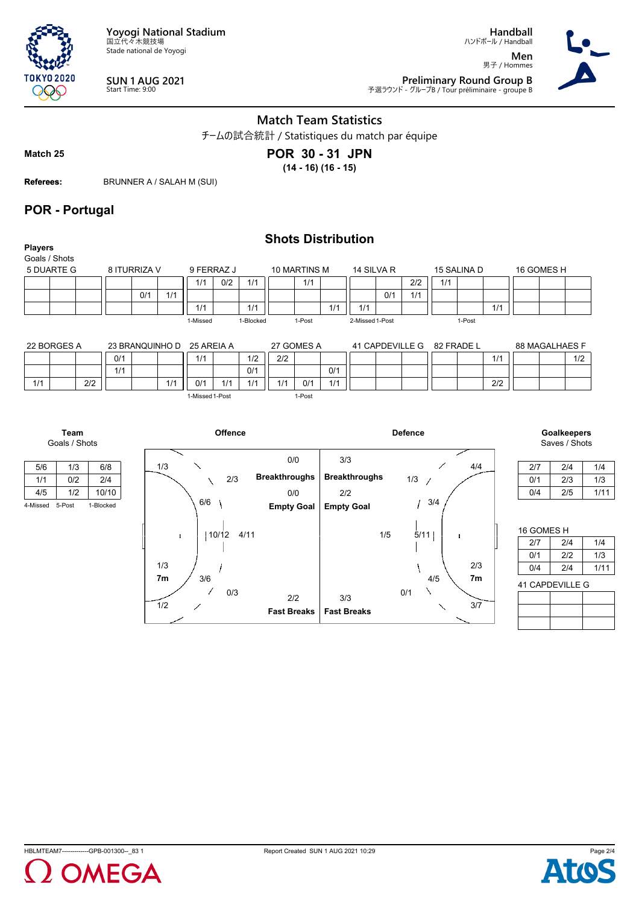Yoyogi National Stadium
国立代々木競技場
Stade national de Yoyogi

SUN 1 AUG 2021
Start Time: 9:00

Handball
ハンドボール / Handball

Men
男子 / Hommes

Preliminary Round Group B
予選ラウンド - グループB / Tour préliminaire - groupe B

## Match Team Statistics

チームの試合統計 / Statistiques du match par équipe

**Match 25**

**POR 30 - 31 JPN**

**(14 - 16) (16 - 15)**

**Referees:** BRUNNER A / SALAH M (SUI)

## POR - Portugal

### Shots Distribution

**Players**
Goals / Shots

5 DUARTE G

| | | |
|---|---|---|
| | | |
| | | |
| | | |

8 ITURRIZA V

| | | |
|---|---|---|
| | | |
| | 0/1 | 1/1 |
| | | |

9 FERRAZ J

| | | |
|---|---|---|
| 1/1 | 0/2 | 1/1 |
| | | |
| 1/1 | | 1/1 |

1-Missed 1-Blocked

10 MARTINS M

| | | |
|---|---|---|
| | 1/1 | |
| | | |
| | | 1/1 |

1-Post

14 SILVA R

| | | |
|---|---|---|
| | | 2/2 |
| | 0/1 | 1/1 |
| 1/1 | | |

2-Missed 1-Post

15 SALINA D

| | | |
|---|---|---|
| 1/1 | | |
| | | |
| | | 1/1 |

1-Post

16 GOMES H

| | | |
|---|---|---|
| | | |
| | | |
| | | |

22 BORGES A

| | | |
|---|---|---|
| | | |
| | | |
| 1/1 | | 2/2 |

23 BRANQUINHO D

| | | |
|---|---|---|
| 0/1 | | |
| 1/1 | | |
| | | 1/1 |

25 AREIA A

| | | |
|---|---|---|
| 1/1 | | 1/2 |
| | | 0/1 |
| 0/1 | 1/1 | 1/1 |

1-Missed 1-Post

27 GOMES A

| | | |
|---|---|---|
| 2/2 | | |
| | | 0/1 |
| 1/1 | 0/1 | 1/1 |

1-Post

41 CAPDEVILLE G

| | | |
|---|---|---|
| | | |
| | | |
| | | |

82 FRADE L

| | | |
|---|---|---|
| | | 1/1 |
| | | |
| | | 2/2 |

88 MAGALHAES F

| | | |
|---|---|---|
| | | 1/2 |
| | | |
| | | |

**Team**
Goals / Shots

| | | |
|---|---|---|
| 5/6 | 1/3 | 6/8 |
| 1/1 | 0/2 | 2/4 |
| 4/5 | 1/2 | 10/10 |

4-Missed 5-Post 1-Blocked

**Offence**

1/3
2/3
6/6
10/12
4/11
1/3
7m
3/6
0/3
1/2

0/0
**Breakthroughs**
0/0
**Empty Goal**
2/2
**Fast Breaks**

**Defence**

3/3
**Breakthroughs**
2/2
**Empty Goal**
3/3
**Fast Breaks**

4/4
1/3
3/4
1/5
5/11
2/3
7m
4/5
0/1
3/7

**Goalkeepers**
Saves / Shots

| | | |
|---|---|---|
| 2/7 | 2/4 | 1/4 |
| 0/1 | 2/3 | 1/3 |
| 0/4 | 2/5 | 1/11 |

16 GOMES H

| | | |
|---|---|---|
| 2/7 | 2/4 | 1/4 |
| 0/1 | 2/2 | 1/3 |
| 0/4 | 2/4 | 1/11 |

41 CAPDEVILLE G

| | | |
|---|---|---|
| | | |
| | | |
| | | |

HBLMTEAM7-------------GPB-001300--_83 1 Report Created SUN 1 AUG 2021 10:29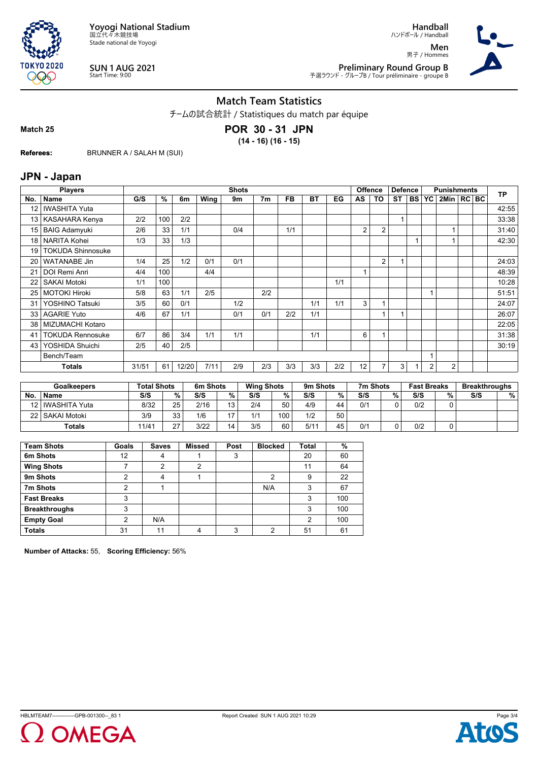# Match Team Statistics

チームの試合統計 / Statistiques du match par équipe

**Match 25**

**POR 30 - 31 JPN**

**(14 - 16) (16 - 15)**

**Referees:** BRUNNER A / SALAH M (SUI)

## JPN - Japan

| Players | | Shots | | | | | | | | | Offence | | Defence | | Punishments | | | | TP |
|---|---|---|---|---|---|---|---|---|---|---|---|---|---|---|---|---|---|---|---|
| No. | Name | G/S | % | 6m | Wing | 9m | 7m | FB | BT | EG | AS | TO | ST | BS | YC | 2Min | RC | BC | |
| 12 | IWASHITA Yuta | | | | | | | | | | | | | | | | | | 42:55 |
| 13 | KASAHARA Kenya | 2/2 | 100 | 2/2 | | | | | | | | | 1 | | | | | | 33:38 |
| 15 | BAIG Adamyuki | 2/6 | 33 | 1/1 | | 0/4 | | 1/1 | | | 2 | 2 | | | | 1 | | | 31:40 |
| 18 | NARITA Kohei | 1/3 | 33 | 1/3 | | | | | | | | | | 1 | | 1 | | | 42:30 |
| 19 | TOKUDA Shinnosuke | | | | | | | | | | | | | | | | | | |
| 20 | WATANABE Jin | 1/4 | 25 | 1/2 | 0/1 | 0/1 | | | | | | 2 | 1 | | | | | | 24:03 |
| 21 | DOI Remi Anri | 4/4 | 100 | | 4/4 | | | | | | 1 | | | | | | | | 48:39 |
| 22 | SAKAI Motoki | 1/1 | 100 | | | | | | | 1/1 | | | | | | | | | 10:28 |
| 25 | MOTOKI Hiroki | 5/8 | 63 | 1/1 | 2/5 | | 2/2 | | | | | | | | 1 | | | | 51:51 |
| 31 | YOSHINO Tatsuki | 3/5 | 60 | 0/1 | | 1/2 | | | 1/1 | 1/1 | 3 | 1 | | | | | | | 24:07 |
| 33 | AGARIE Yuto | 4/6 | 67 | 1/1 | | 0/1 | 0/1 | 2/2 | 1/1 | | | 1 | 1 | | | | | | 26:07 |
| 38 | MIZUMACHI Kotaro | | | | | | | | | | | | | | | | | | 22:05 |
| 41 | TOKUDA Rennosuke | 6/7 | 86 | 3/4 | 1/1 | 1/1 | | | 1/1 | | 6 | 1 | | | | | | | 31:38 |
| 43 | YOSHIDA Shuichi | 2/5 | 40 | 2/5 | | | | | | | | | | | | | | | 30:19 |
| | Bench/Team | | | | | | | | | | | | | | 1 | | | | |
| | **Totals** | 31/51 | 61 | 12/20 | 7/11 | 2/9 | 2/3 | 3/3 | 3/3 | 2/2 | 12 | 7 | 3 | 1 | 2 | 2 | | | |

| Goalkeepers | | Total Shots | | 6m Shots | | Wing Shots | | 9m Shots | | 7m Shots | | Fast Breaks | | Breakthroughs | |
|---|---|---|---|---|---|---|---|---|---|---|---|---|---|---|---|
| No. | Name | S/S | % | S/S | % | S/S | % | S/S | % | S/S | % | S/S | % | S/S | % |
| 12 | IWASHITA Yuta | 8/32 | 25 | 2/16 | 13 | 2/4 | 50 | 4/9 | 44 | 0/1 | 0 | 0/2 | 0 | | |
| 22 | SAKAI Motoki | 3/9 | 33 | 1/6 | 17 | 1/1 | 100 | 1/2 | 50 | | | | | | |
| | **Totals** | 11/41 | 27 | 3/22 | 14 | 3/5 | 60 | 5/11 | 45 | 0/1 | 0 | 0/2 | 0 | | |

| Team Shots | Goals | Saves | Missed | Post | Blocked | Total | % |
|---|---|---|---|---|---|---|---|
| **6m Shots** | 12 | 4 | 1 | 3 | | 20 | 60 |
| **Wing Shots** | 7 | 2 | 2 | | | 11 | 64 |
| **9m Shots** | 2 | 4 | 1 | | 2 | 9 | 22 |
| **7m Shots** | 2 | 1 | | | N/A | 3 | 67 |
| **Fast Breaks** | 3 | | | | | 3 | 100 |
| **Breakthroughs** | 3 | | | | | 3 | 100 |
| **Empty Goal** | 2 | N/A | | | | 2 | 100 |
| **Totals** | 31 | 11 | 4 | 3 | 2 | 51 | 61 |

**Number of Attacks:** 55, **Scoring Efficiency:** 56%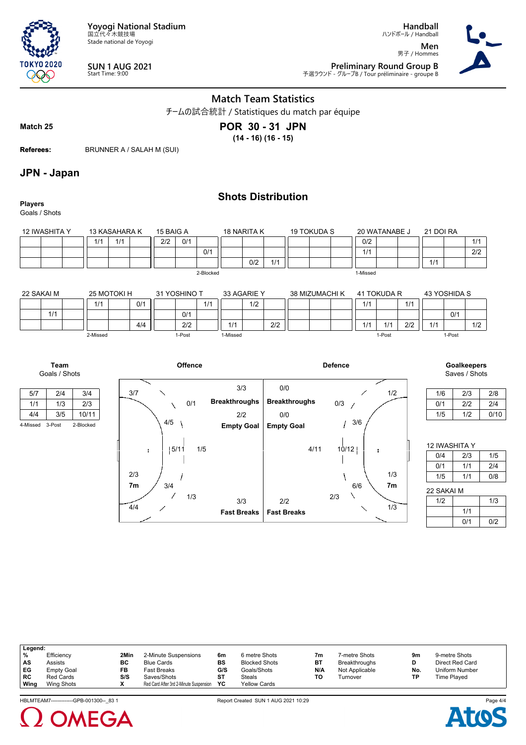Yoyogi National Stadium
国立代々木競技場
Stade national de Yoyogi

SUN 1 AUG 2021
Start Time: 9:00

Handball
ハンドボール / Handball

Men
男子 / Hommes

Preliminary Round Group B
予選ラウンド - グループB / Tour préliminaire - groupe B

# Match Team Statistics

チームの試合統計 / Statistiques du match par équipe

**Match 25**

**POR 30 - 31 JPN**

**(14 - 16) (16 - 15)**

**Referees:** BRUNNER A / SALAH M (SUI)

## JPN - Japan

## Shots Distribution

**Players**
Goals / Shots

12 IWASHITA Y

| | | |
|---|---|---|
| | | |
| | | |
| | | |

13 KASAHARA K

| | | |
|---|---|---|
| 1/1 | 1/1 | |
| | | |
| | | |

15 BAIG A

| | | |
|---|---|---|
| 2/2 | 0/1 | |
| | | 0/1 |
| | | |

2-Blocked

18 NARITA K

| | | |
|---|---|---|
| | | |
| | | |
| | 0/2 | 1/1 |

19 TOKUDA S

| | | |
|---|---|---|
| | | |
| | | |
| | | |

20 WATANABE J

| | | |
|---|---|---|
| 0/2 | | |
| 1/1 | | |
| | | |

1-Missed

21 DOI RA

| | | |
|---|---|---|
| | | 1/1 |
| | | 2/2 |
| 1/1 | | |

22 SAKAI M

| | | |
|---|---|---|
| | | |
| | 1/1 | |
| | | |

25 MOTOKI H

| | | |
|---|---|---|
| 1/1 | | 0/1 |
| | | |
| | | 4/4 |

2-Missed

31 YOSHINO T

| | | |
|---|---|---|
| | | 1/1 |
| | 0/1 | |
| | 2/2 | |

1-Post

33 AGARIE Y

| | | |
|---|---|---|
| | 1/2 | |
| | | |
| 1/1 | | 2/2 |

1-Missed

38 MIZUMACHI K

| | | |
|---|---|---|
| | | |
| | | |
| | | |

41 TOKUDA R

| | | |
|---|---|---|
| 1/1 | | 1/1 |
| | | |
| 1/1 | 1/1 | 2/2 |

1-Post

43 YOSHIDA S

| | | |
|---|---|---|
| | | |
| | 0/1 | |
| 1/1 | | 1/2 |

1-Post

**Team**
Goals / Shots

| | | |
|---|---|---|
| 5/7 | 2/4 | 3/4 |
| 1/1 | 1/3 | 2/3 |
| 4/4 | 3/5 | 10/11 |

4-Missed 3-Post 2-Blocked

**Offence**

3/7
0/1
4/5
5/11
1/5
2/3
7m
3/4
1/3
4/4
3/3
Breakthroughs
2/2
Empty Goal
3/3
Fast Breaks

**Defence**

0/0
Breakthroughs
0/0
Empty Goal
2/2
Fast Breaks
0/3
1/2
3/6
4/11
10/12
1/3
7m
6/6
2/3
1/3

**Goalkeepers**
Saves / Shots

| | | |
|---|---|---|
| 1/6 | 2/3 | 2/8 |
| 0/1 | 2/2 | 2/4 |
| 1/5 | 1/2 | 0/10 |

12 IWASHITA Y

| | | |
|---|---|---|
| 0/4 | 2/3 | 1/5 |
| 0/1 | 1/1 | 2/4 |
| 1/5 | 1/1 | 0/8 |

22 SAKAI M

| | | |
|---|---|---|
| 1/2 | | 1/3 |
| | 1/1 | |
| | 0/1 | 0/2 |

**Legend:**

| | | | | | | | | | |
|---|---|---|---|---|---|---|---|---|---|
| % | Efficiency | 2Min | 2-Minute Suspensions | 6m | 6 metre Shots | 7m | 7-metre Shots | 9m | 9-metre Shots |
| AS | Assists | BC | Blue Cards | BS | Blocked Shots | BT | Breakthroughs | D | Direct Red Card |
| EG | Empty Goal | FB | Fast Breaks | G/S | Goals/Shots | N/A | Not Applicable | No. | Uniform Number |
| RC | Red Cards | S/S | Saves/Shots | ST | Steals | TO | Turnover | TP | Time Played |
| Wing | Wing Shots | X | Red Card After 3rd 2-Minute Suspension | YC | Yellow Cards | | | | |

HBLMTEAM7-------------GPB-001300--_83 1 Report Created SUN 1 AUG 2021 10:29